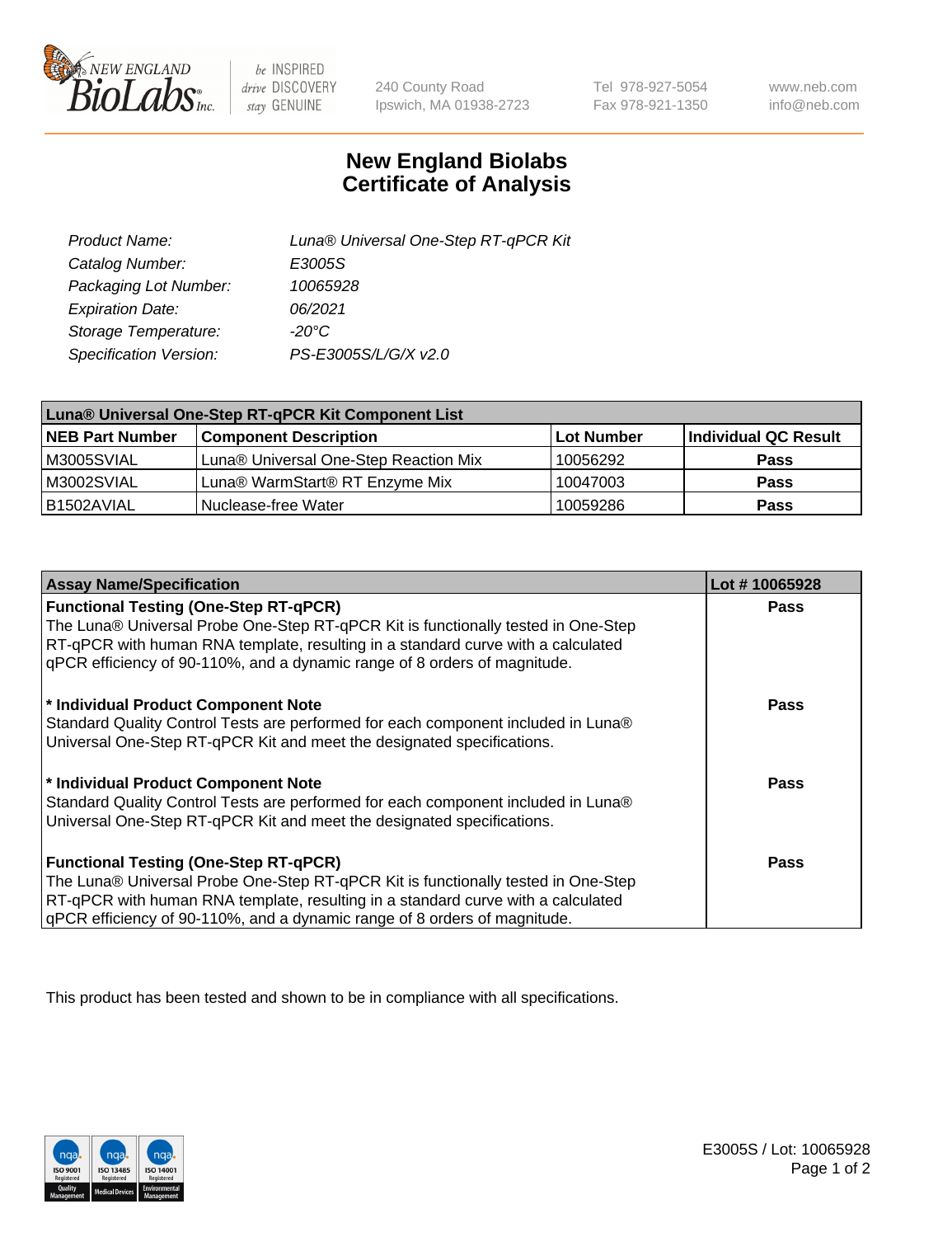# New England Biolabs
# Certificate of Analysis

| | |
|---|---|
| *Product Name:* | *Luna® Universal One-Step RT-qPCR Kit* |
| *Catalog Number:* | *E3005S* |
| *Packaging Lot Number:* | *10065928* |
| *Expiration Date:* | *06/2021* |
| *Storage Temperature:* | *-20°C* |
| *Specification Version:* | *PS-E3005S/L/G/X v2.0* |

| Luna® Universal One-Step RT-qPCR Kit Component List | | | |
|---|---|---|---|
| **NEB Part Number** | **Component Description** | **Lot Number** | **Individual QC Result** |
| M3005SVIAL | Luna® Universal One-Step Reaction Mix | 10056292 | **Pass** |
| M3002SVIAL | Luna® WarmStart® RT Enzyme Mix | 10047003 | **Pass** |
| B1502AVIAL | Nuclease-free Water | 10059286 | **Pass** |

| Assay Name/Specification | Lot # 10065928 |
|---|---|
| **Functional Testing (One-Step RT-qPCR)**<br>The Luna® Universal Probe One-Step RT-qPCR Kit is functionally tested in One-Step RT-qPCR with human RNA template, resulting in a standard curve with a calculated qPCR efficiency of 90-110%, and a dynamic range of 8 orders of magnitude. | **Pass** |
| **\* Individual Product Component Note**<br>Standard Quality Control Tests are performed for each component included in Luna® Universal One-Step RT-qPCR Kit and meet the designated specifications. | **Pass** |
| **\* Individual Product Component Note**<br>Standard Quality Control Tests are performed for each component included in Luna® Universal One-Step RT-qPCR Kit and meet the designated specifications. | **Pass** |
| **Functional Testing (One-Step RT-qPCR)**<br>The Luna® Universal Probe One-Step RT-qPCR Kit is functionally tested in One-Step RT-qPCR with human RNA template, resulting in a standard curve with a calculated qPCR efficiency of 90-110%, and a dynamic range of 8 orders of magnitude. | **Pass** |

This product has been tested and shown to be in compliance with all specifications.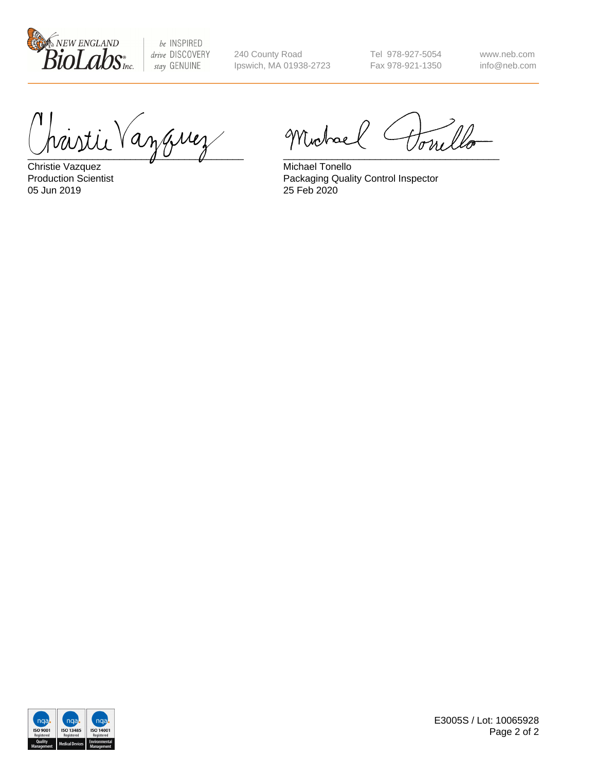Christie Vazquez
Production Scientist
05 Jun 2019

Michael Tonello
Packaging Quality Control Inspector
25 Feb 2020